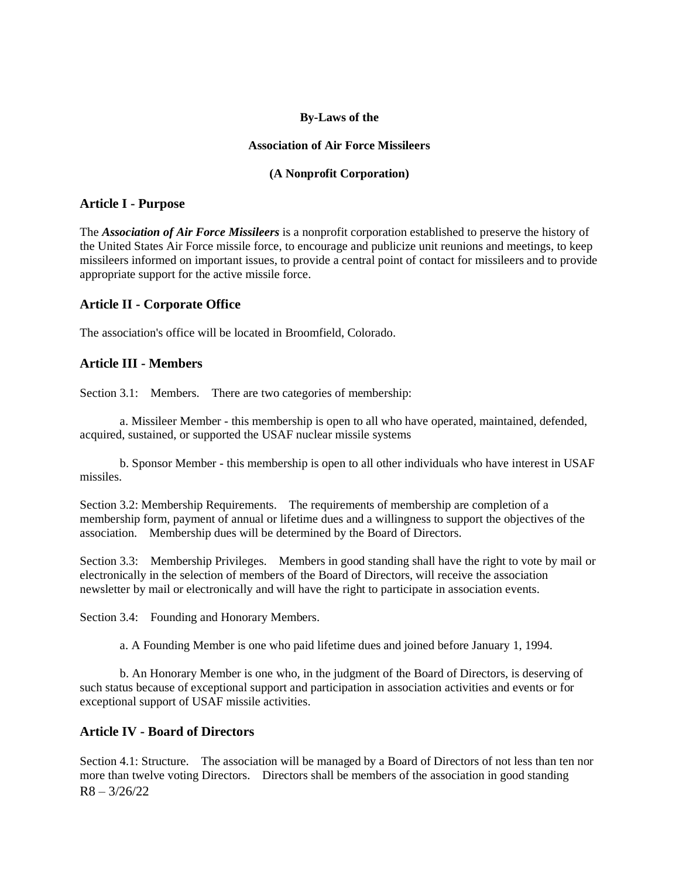**By-Laws of the**

**Association of Air Force Missileers**

**(A Nonprofit Corporation)**

## Article I - Purpose

The ***Association of Air Force Missileers*** is a nonprofit corporation established to preserve the history of the United States Air Force missile force, to encourage and publicize unit reunions and meetings, to keep missileers informed on important issues, to provide a central point of contact for missileers and to provide appropriate support for the active missile force.

## Article II - Corporate Office

The association's office will be located in Broomfield, Colorado.

## Article III - Members

Section 3.1: Members. There are two categories of membership:

a. Missileer Member - this membership is open to all who have operated, maintained, defended, acquired, sustained, or supported the USAF nuclear missile systems

b. Sponsor Member - this membership is open to all other individuals who have interest in USAF missiles.

Section 3.2: Membership Requirements. The requirements of membership are completion of a membership form, payment of annual or lifetime dues and a willingness to support the objectives of the association. Membership dues will be determined by the Board of Directors.

Section 3.3: Membership Privileges. Members in good standing shall have the right to vote by mail or electronically in the selection of members of the Board of Directors, will receive the association newsletter by mail or electronically and will have the right to participate in association events.

Section 3.4: Founding and Honorary Members.

a. A Founding Member is one who paid lifetime dues and joined before January 1, 1994.

b. An Honorary Member is one who, in the judgment of the Board of Directors, is deserving of such status because of exceptional support and participation in association activities and events or for exceptional support of USAF missile activities.

## Article IV - Board of Directors

Section 4.1: Structure. The association will be managed by a Board of Directors of not less than ten nor more than twelve voting Directors. Directors shall be members of the association in good standing

R8 – 3/26/22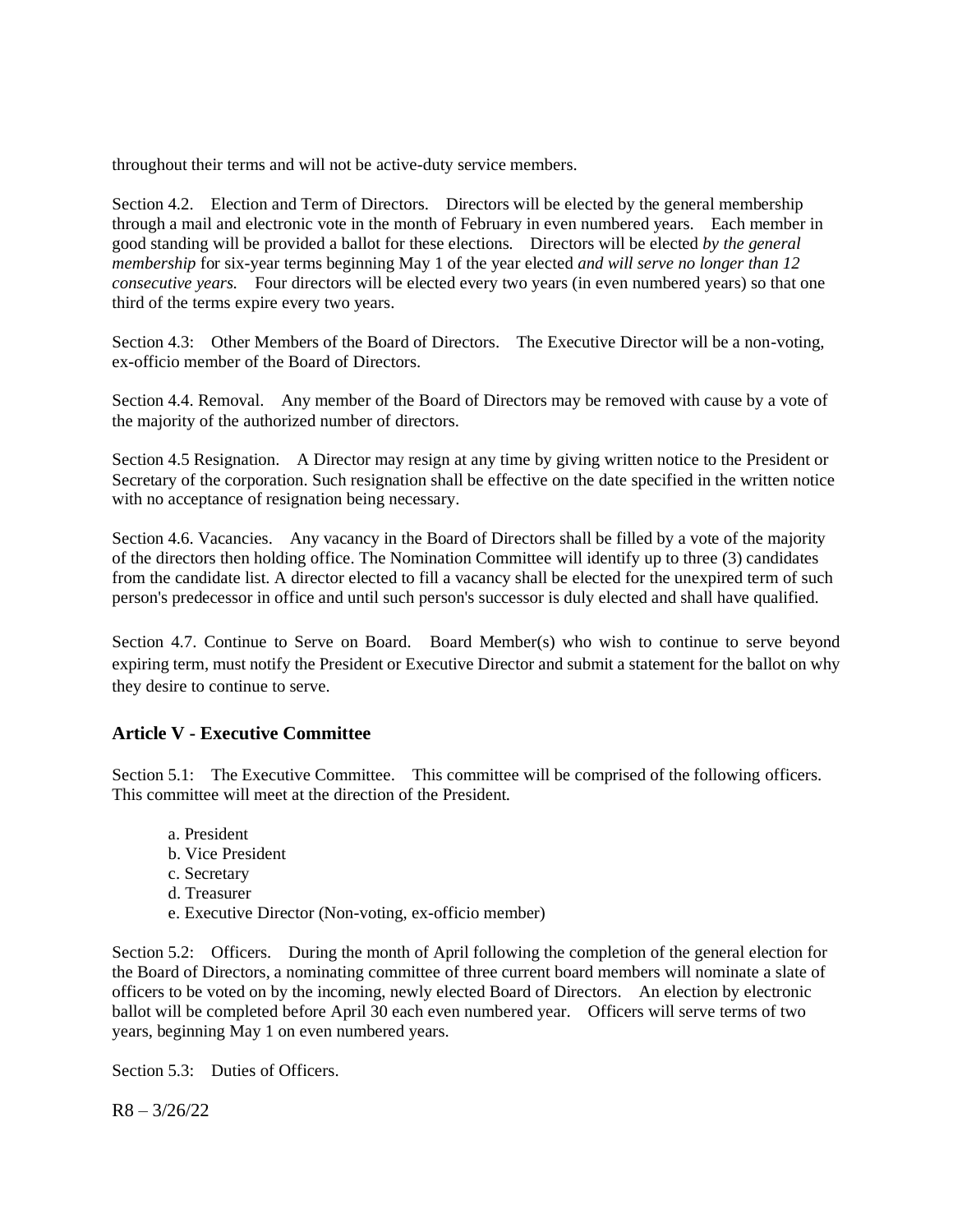throughout their terms and will not be active-duty service members.

Section 4.2. Election and Term of Directors. Directors will be elected by the general membership through a mail and electronic vote in the month of February in even numbered years. Each member in good standing will be provided a ballot for these elections. Directors will be elected *by the general membership* for six-year terms beginning May 1 of the year elected *and will serve no longer than 12 consecutive years.* Four directors will be elected every two years (in even numbered years) so that one third of the terms expire every two years.

Section 4.3: Other Members of the Board of Directors. The Executive Director will be a non-voting, ex-officio member of the Board of Directors.

Section 4.4. Removal. Any member of the Board of Directors may be removed with cause by a vote of the majority of the authorized number of directors.

Section 4.5 Resignation. A Director may resign at any time by giving written notice to the President or Secretary of the corporation. Such resignation shall be effective on the date specified in the written notice with no acceptance of resignation being necessary.

Section 4.6. Vacancies. Any vacancy in the Board of Directors shall be filled by a vote of the majority of the directors then holding office. The Nomination Committee will identify up to three (3) candidates from the candidate list. A director elected to fill a vacancy shall be elected for the unexpired term of such person's predecessor in office and until such person's successor is duly elected and shall have qualified.

Section 4.7. Continue to Serve on Board. Board Member(s) who wish to continue to serve beyond expiring term, must notify the President or Executive Director and submit a statement for the ballot on why they desire to continue to serve.

## Article V - Executive Committee

Section 5.1: The Executive Committee. This committee will be comprised of the following officers. This committee will meet at the direction of the President.

a. President
b. Vice President
c. Secretary
d. Treasurer
e. Executive Director (Non-voting, ex-officio member)

Section 5.2: Officers. During the month of April following the completion of the general election for the Board of Directors, a nominating committee of three current board members will nominate a slate of officers to be voted on by the incoming, newly elected Board of Directors. An election by electronic ballot will be completed before April 30 each even numbered year. Officers will serve terms of two years, beginning May 1 on even numbered years.

Section 5.3: Duties of Officers.

R8 – 3/26/22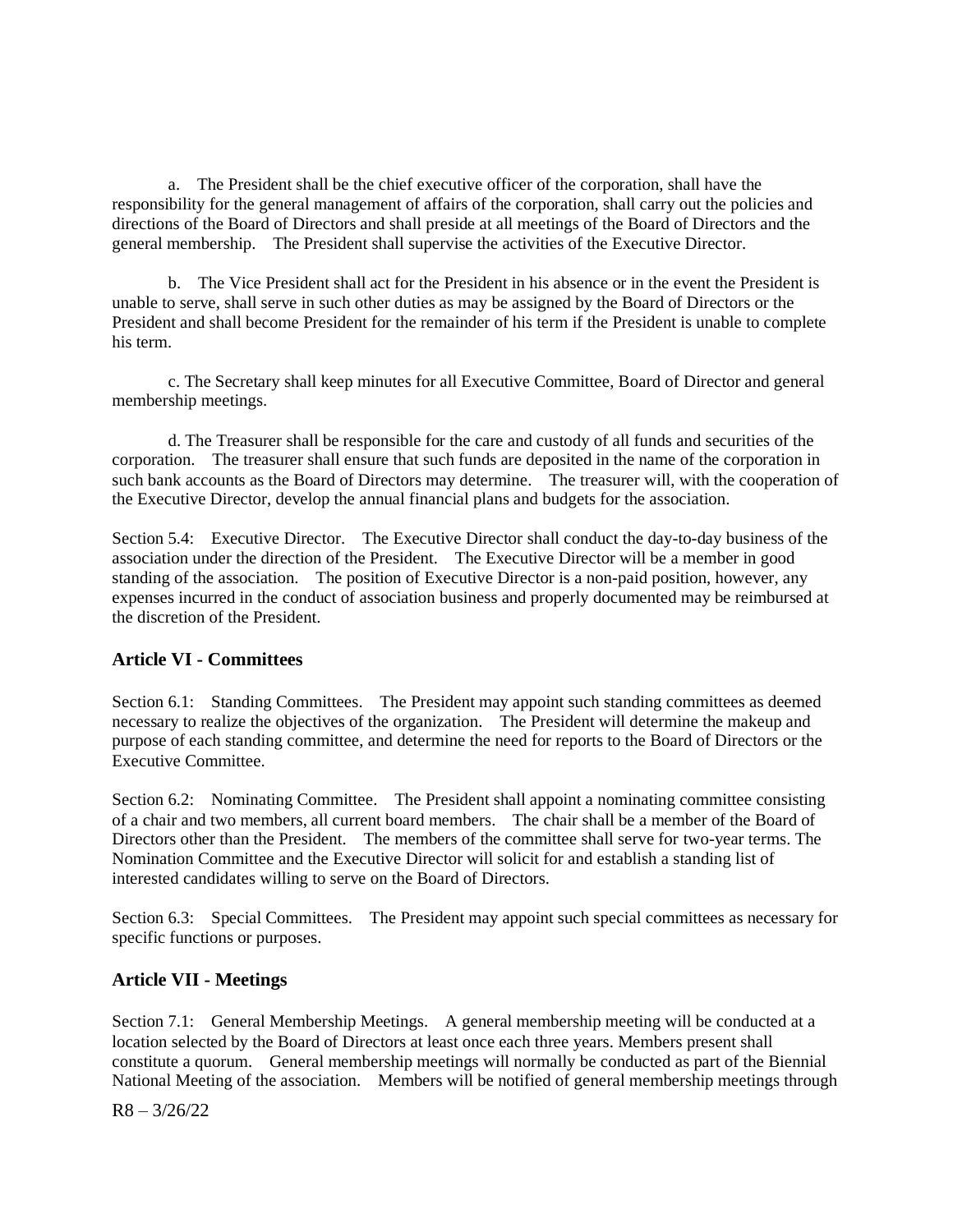a. The President shall be the chief executive officer of the corporation, shall have the responsibility for the general management of affairs of the corporation, shall carry out the policies and directions of the Board of Directors and shall preside at all meetings of the Board of Directors and the general membership. The President shall supervise the activities of the Executive Director.

b. The Vice President shall act for the President in his absence or in the event the President is unable to serve, shall serve in such other duties as may be assigned by the Board of Directors or the President and shall become President for the remainder of his term if the President is unable to complete his term.

c. The Secretary shall keep minutes for all Executive Committee, Board of Director and general membership meetings.

d. The Treasurer shall be responsible for the care and custody of all funds and securities of the corporation. The treasurer shall ensure that such funds are deposited in the name of the corporation in such bank accounts as the Board of Directors may determine. The treasurer will, with the cooperation of the Executive Director, develop the annual financial plans and budgets for the association.

Section 5.4: Executive Director. The Executive Director shall conduct the day-to-day business of the association under the direction of the President. The Executive Director will be a member in good standing of the association. The position of Executive Director is a non-paid position, however, any expenses incurred in the conduct of association business and properly documented may be reimbursed at the discretion of the President.

## Article VI - Committees

Section 6.1: Standing Committees. The President may appoint such standing committees as deemed necessary to realize the objectives of the organization. The President will determine the makeup and purpose of each standing committee, and determine the need for reports to the Board of Directors or the Executive Committee.

Section 6.2: Nominating Committee. The President shall appoint a nominating committee consisting of a chair and two members, all current board members. The chair shall be a member of the Board of Directors other than the President. The members of the committee shall serve for two-year terms. The Nomination Committee and the Executive Director will solicit for and establish a standing list of interested candidates willing to serve on the Board of Directors.

Section 6.3: Special Committees. The President may appoint such special committees as necessary for specific functions or purposes.

## Article VII - Meetings

Section 7.1: General Membership Meetings. A general membership meeting will be conducted at a location selected by the Board of Directors at least once each three years. Members present shall constitute a quorum. General membership meetings will normally be conducted as part of the Biennial National Meeting of the association. Members will be notified of general membership meetings through

R8 – 3/26/22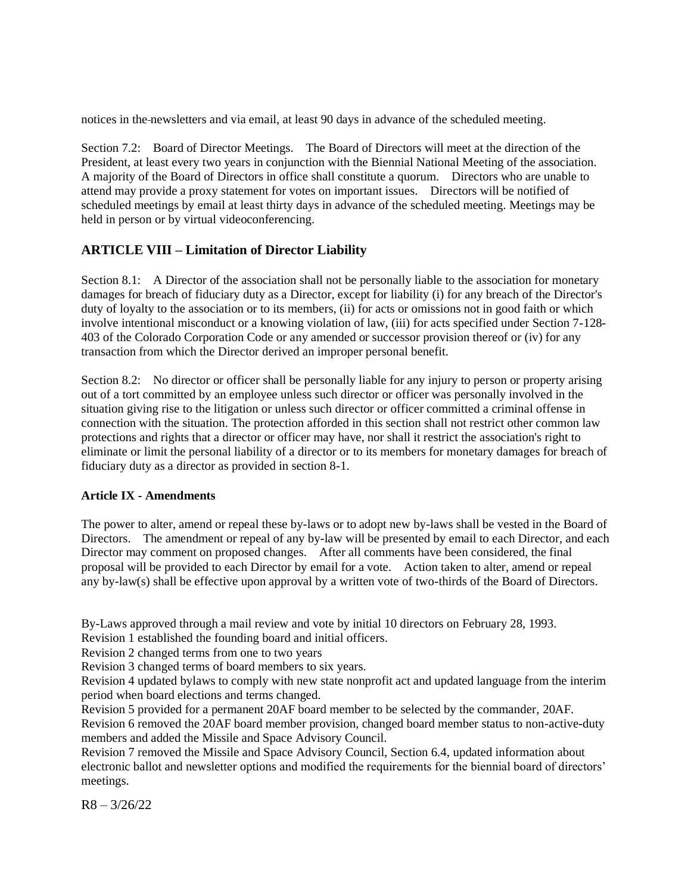notices in the newsletters and via email, at least 90 days in advance of the scheduled meeting.

Section 7.2: Board of Director Meetings. The Board of Directors will meet at the direction of the President, at least every two years in conjunction with the Biennial National Meeting of the association. A majority of the Board of Directors in office shall constitute a quorum. Directors who are unable to attend may provide a proxy statement for votes on important issues. Directors will be notified of scheduled meetings by email at least thirty days in advance of the scheduled meeting. Meetings may be held in person or by virtual videoconferencing.

## ARTICLE VIII – Limitation of Director Liability

Section 8.1: A Director of the association shall not be personally liable to the association for monetary damages for breach of fiduciary duty as a Director, except for liability (i) for any breach of the Director's duty of loyalty to the association or to its members, (ii) for acts or omissions not in good faith or which involve intentional misconduct or a knowing violation of law, (iii) for acts specified under Section 7-128-403 of the Colorado Corporation Code or any amended or successor provision thereof or (iv) for any transaction from which the Director derived an improper personal benefit.

Section 8.2: No director or officer shall be personally liable for any injury to person or property arising out of a tort committed by an employee unless such director or officer was personally involved in the situation giving rise to the litigation or unless such director or officer committed a criminal offense in connection with the situation. The protection afforded in this section shall not restrict other common law protections and rights that a director or officer may have, nor shall it restrict the association's right to eliminate or limit the personal liability of a director or to its members for monetary damages for breach of fiduciary duty as a director as provided in section 8-1.

### Article IX - Amendments

The power to alter, amend or repeal these by-laws or to adopt new by-laws shall be vested in the Board of Directors. The amendment or repeal of any by-law will be presented by email to each Director, and each Director may comment on proposed changes. After all comments have been considered, the final proposal will be provided to each Director by email for a vote. Action taken to alter, amend or repeal any by-law(s) shall be effective upon approval by a written vote of two-thirds of the Board of Directors.

By-Laws approved through a mail review and vote by initial 10 directors on February 28, 1993.
Revision 1 established the founding board and initial officers.
Revision 2 changed terms from one to two years
Revision 3 changed terms of board members to six years.
Revision 4 updated bylaws to comply with new state nonprofit act and updated language from the interim period when board elections and terms changed.
Revision 5 provided for a permanent 20AF board member to be selected by the commander, 20AF.
Revision 6 removed the 20AF board member provision, changed board member status to non-active-duty members and added the Missile and Space Advisory Council.
Revision 7 removed the Missile and Space Advisory Council, Section 6.4, updated information about electronic ballot and newsletter options and modified the requirements for the biennial board of directors' meetings.

R8 – 3/26/22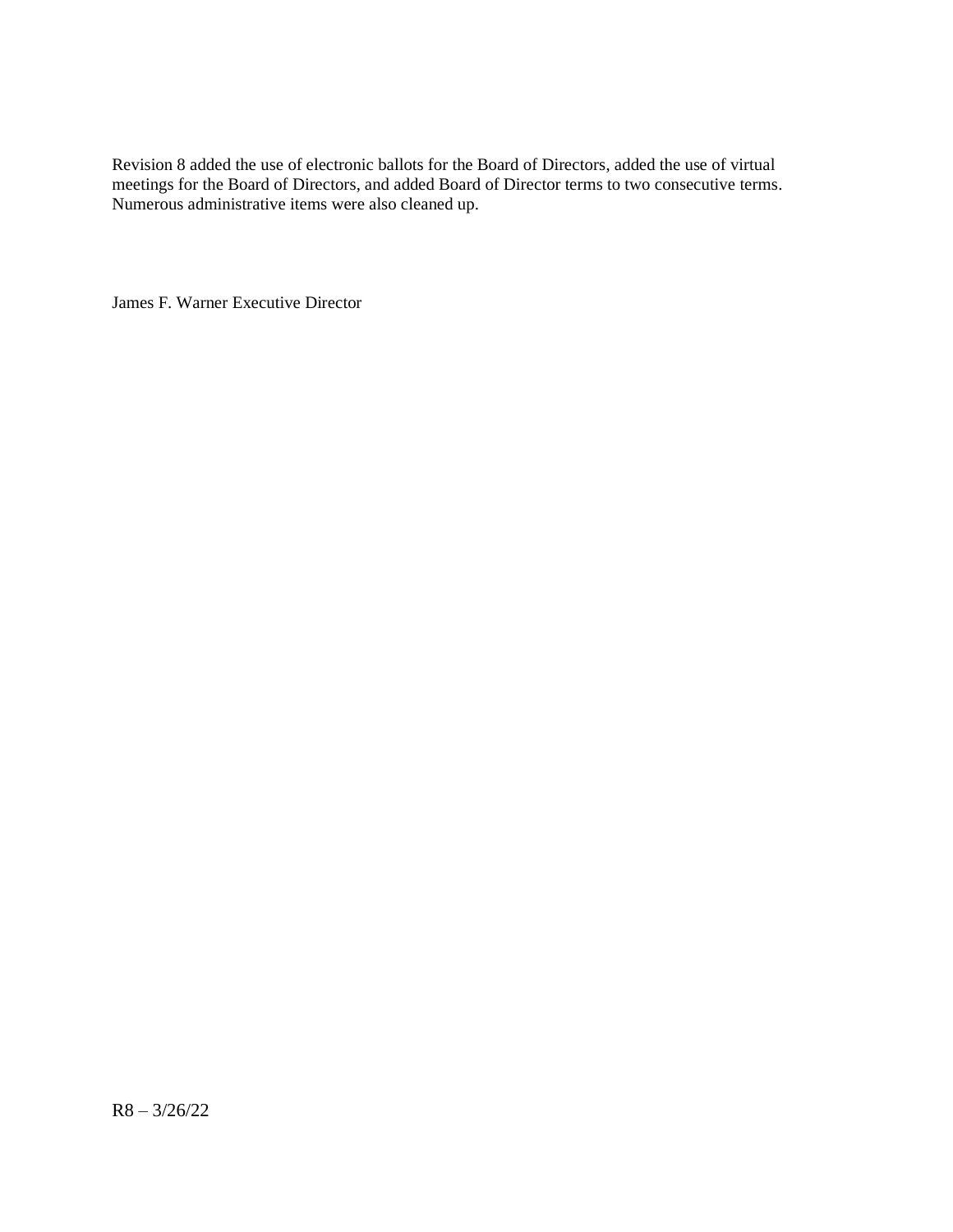Revision 8 added the use of electronic ballots for the Board of Directors, added the use of virtual meetings for the Board of Directors, and added Board of Director terms to two consecutive terms. Numerous administrative items were also cleaned up.

James F. Warner Executive Director

R8 – 3/26/22